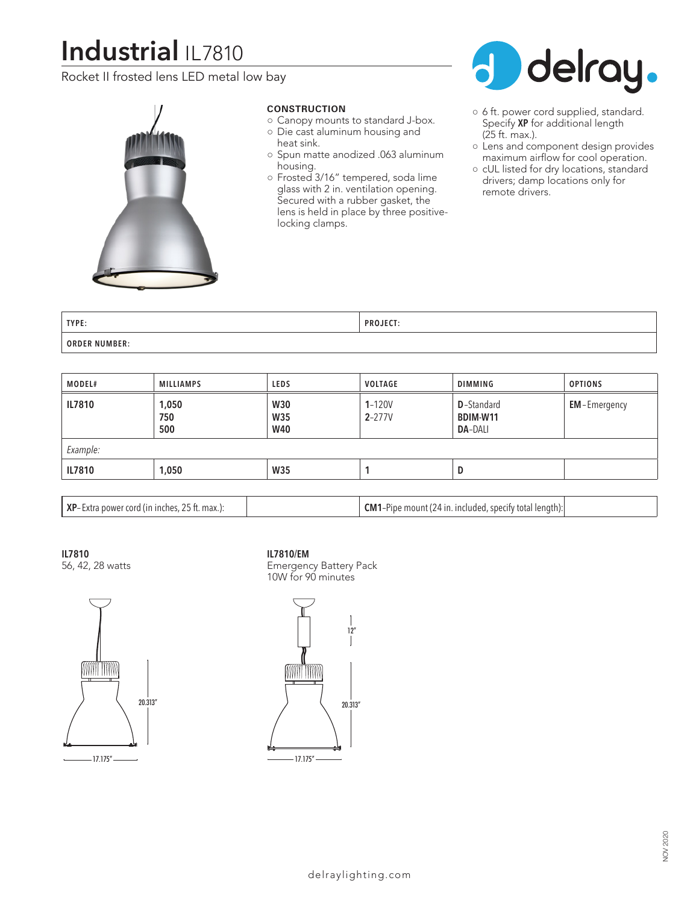# Industrial IL7810

Rocket II frosted lens LED metal low bay

**CONSTRUCTION**

- Canopy mounts to standard J-box.
- Die cast aluminum housing and heat sink.
- Spun matte anodized .063 aluminum housing.
- Frosted 3/16" tempered, soda lime glass with 2 in. ventilation opening. Secured with a rubber gasket, the lens is held in place by three positive-locking clamps.
- 6 ft. power cord supplied, standard. Specify **XP** for additional length (25 ft. max.).
- Lens and component design provides maximum airflow for cool operation.
- cUL listed for dry locations, standard drivers; damp locations only for remote drivers.

| TYPE: | PROJECT: |
|---|---|
| ORDER NUMBER: | |

| MODEL# | MILLIAMPS | LEDS | VOLTAGE | DIMMING | OPTIONS |
|---|---|---|---|---|---|
| **IL7810** | **1,050**<br>**750**<br>**500** | **W30**<br>**W35**<br>**W40** | **1**-120V<br>**2**-277V | **D**-Standard<br>**BDIM-W11**<br>**DA**-DALI | **EM**-Emergency |
| *Example:* | | | | | |
| **IL7810** | **1,050** | **W35** | **1** | **D** | |

| **XP**-Extra power cord (in inches, 25 ft. max.): | | **CM1**-Pipe mount (24 in. included, specify total length): | |
|---|---|---|---|

**IL7810**
56, 42, 28 watts

20.313"
17.175"

**IL7810/EM**
Emergency Battery Pack
10W for 90 minutes

12"
20.313"
17.175"

delraylighting.com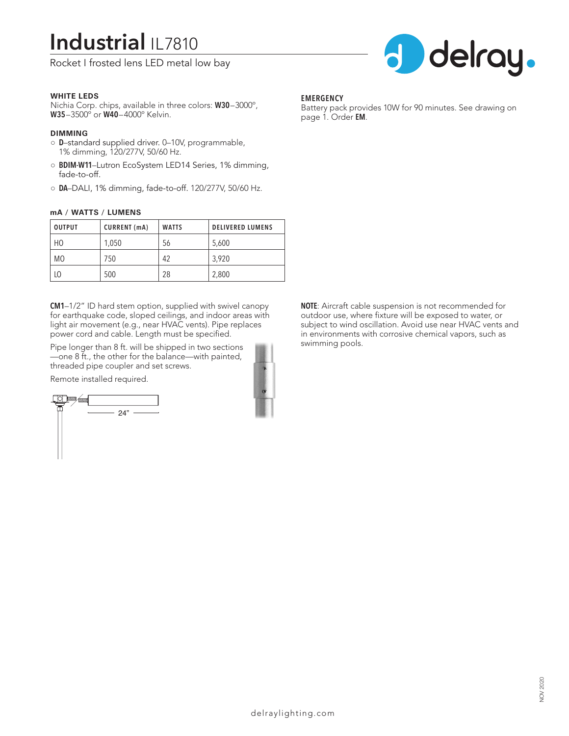# Industrial IL7810

Rocket I frosted lens LED metal low bay

### WHITE LEDS

Nichia Corp. chips, available in three colors: **W30**–3000°, **W35**–3500° or **W40**–4000° Kelvin.

### DIMMING

- **D**–standard supplied driver. 0–10V, programmable, 1% dimming, 120/277V, 50/60 Hz.
- **BDIM-W11**–Lutron EcoSystem LED14 Series, 1% dimming, fade-to-off.
- **DA**–DALI, 1% dimming, fade-to-off. 120/277V, 50/60 Hz.

### mA / WATTS / LUMENS

| OUTPUT | CURRENT (mA) | WATTS | DELIVERED LUMENS |
|---|---|---|---|
| HO | 1,050 | 56 | 5,600 |
| MO | 750 | 42 | 3,920 |
| LO | 500 | 28 | 2,800 |

**CM1**–1/2" ID hard stem option, supplied with swivel canopy for earthquake code, sloped ceilings, and indoor areas with light air movement (e.g., near HVAC vents). Pipe replaces power cord and cable. Length must be specified.

Pipe longer than 8 ft. will be shipped in two sections—one 8 ft., the other for the balance—with painted, threaded pipe coupler and set screws.

Remote installed required.

24"

### EMERGENCY

Battery pack provides 10W for 90 minutes. See drawing on page 1. Order **EM**.

**NOTE**: Aircraft cable suspension is not recommended for outdoor use, where fixture will be exposed to water, or subject to wind oscillation. Avoid use near HVAC vents and in environments with corrosive chemical vapors, such as swimming pools.

NOV 2020

delraylighting.com